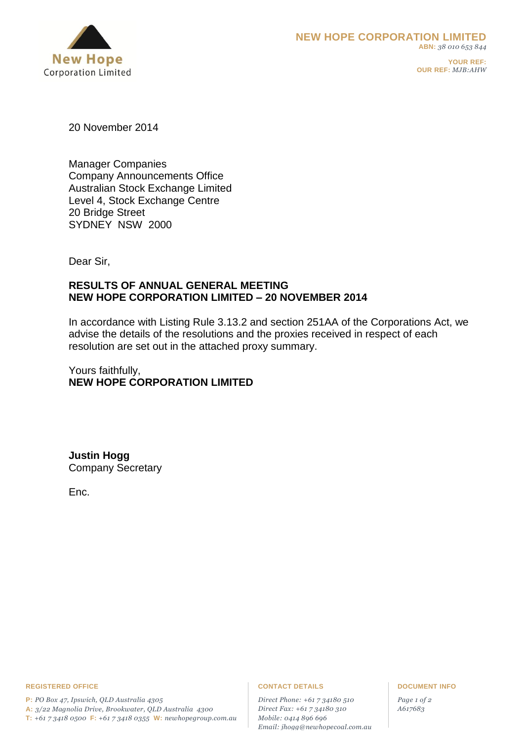**NEW HOPE CORPORATION LIMITED**
**ABN:** *38 010 653 844*

**YOUR REF:**
**OUR REF:** *MJB:AHW*

20 November 2014

Manager Companies
Company Announcements Office
Australian Stock Exchange Limited
Level 4, Stock Exchange Centre
20 Bridge Street
SYDNEY NSW 2000

Dear Sir,

**RESULTS OF ANNUAL GENERAL MEETING**
**NEW HOPE CORPORATION LIMITED – 20 NOVEMBER 2014**

In accordance with Listing Rule 3.13.2 and section 251AA of the Corporations Act, we advise the details of the resolutions and the proxies received in respect of each resolution are set out in the attached proxy summary.

Yours faithfully,
**NEW HOPE CORPORATION LIMITED**

**Justin Hogg**
Company Secretary

Enc.

**REGISTERED OFFICE**

**P:** *PO Box 47, Ipswich, QLD Australia 4305*
**A:** *3/22 Magnolia Drive, Brookwater, QLD Australia 4300*
**T:** *+61 7 3418 0500* **F:** *+61 7 3418 0355* **W:** *newhopegroup.com.au*

**CONTACT DETAILS**

*Direct Phone: +61 7 34180 510*
*Direct Fax: +61 7 34180 310*
*Mobile: 0414 896 696*
*Email: jhogg@newhopecoal.com.au*

**DOCUMENT INFO**

*A617683*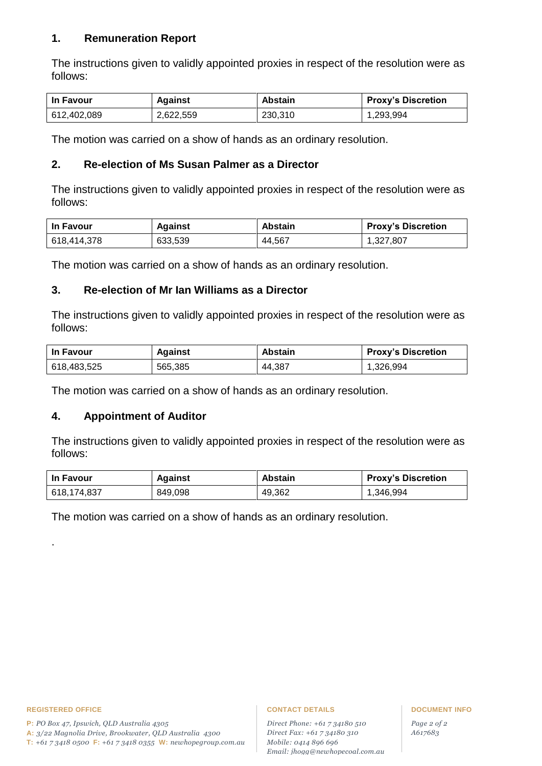## 1. Remuneration Report

The instructions given to validly appointed proxies in respect of the resolution were as follows:

| In Favour | Against | Abstain | Proxy's Discretion |
| --- | --- | --- | --- |
| 612,402,089 | 2,622,559 | 230,310 | 1,293,994 |

The motion was carried on a show of hands as an ordinary resolution.

## 2. Re-election of Ms Susan Palmer as a Director

The instructions given to validly appointed proxies in respect of the resolution were as follows:

| In Favour | Against | Abstain | Proxy's Discretion |
| --- | --- | --- | --- |
| 618,414,378 | 633,539 | 44,567 | 1,327,807 |

The motion was carried on a show of hands as an ordinary resolution.

## 3. Re-election of Mr Ian Williams as a Director

The instructions given to validly appointed proxies in respect of the resolution were as follows:

| In Favour | Against | Abstain | Proxy's Discretion |
| --- | --- | --- | --- |
| 618,483,525 | 565,385 | 44,387 | 1,326,994 |

The motion was carried on a show of hands as an ordinary resolution.

## 4. Appointment of Auditor

The instructions given to validly appointed proxies in respect of the resolution were as follows:

| In Favour | Against | Abstain | Proxy's Discretion |
| --- | --- | --- | --- |
| 618,174,837 | 849,098 | 49,362 | 1,346,994 |

The motion was carried on a show of hands as an ordinary resolution.

.

**REGISTERED OFFICE**

**P:** *PO Box 47, Ipswich, QLD Australia 4305*
**A:** *3/22 Magnolia Drive, Brookwater, QLD Australia 4300*
**T:** *+61 7 3418 0500* **F:** *+61 7 3418 0355* **W:** *newhopegroup.com.au*

**CONTACT DETAILS**

*Direct Phone: +61 7 34180 510*
*Direct Fax: +61 7 34180 310*
*Mobile: 0414 896 696*
*Email: jhogg@newhopecoal.com.au*

**DOCUMENT INFO**

*A617683*